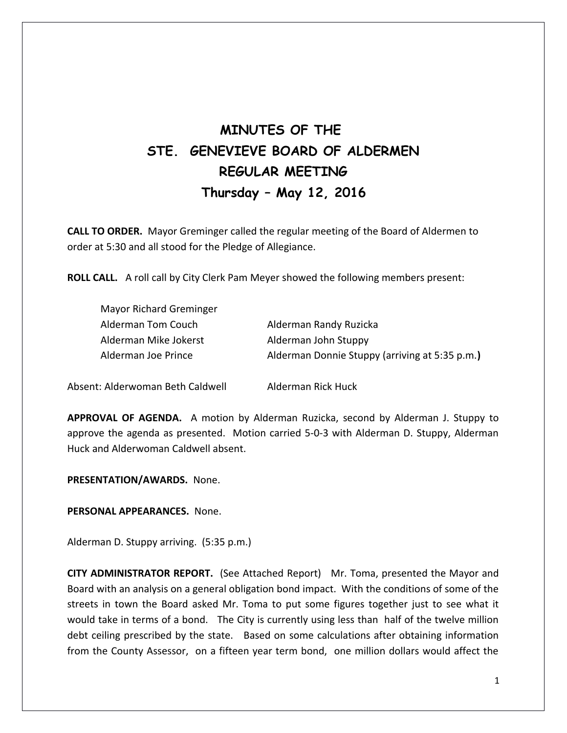# MINUTES OF THE
# STE. GENEVIEVE BOARD OF ALDERMEN
# REGULAR MEETING
## Thursday – May 12, 2016

**CALL TO ORDER.** Mayor Greminger called the regular meeting of the Board of Aldermen to order at 5:30 and all stood for the Pledge of Allegiance.

**ROLL CALL.** A roll call by City Clerk Pam Meyer showed the following members present:

Mayor Richard Greminger
Alderman Tom Couch
Alderman Mike Jokerst
Alderman Joe Prince
Alderman Randy Ruzicka
Alderman John Stuppy
Alderman Donnie Stuppy (arriving at 5:35 p.m.)

Absent: Alderwoman Beth Caldwell
Alderman Rick Huck

**APPROVAL OF AGENDA.** A motion by Alderman Ruzicka, second by Alderman J. Stuppy to approve the agenda as presented. Motion carried 5-0-3 with Alderman D. Stuppy, Alderman Huck and Alderwoman Caldwell absent.

**PRESENTATION/AWARDS.** None.

**PERSONAL APPEARANCES.** None.

Alderman D. Stuppy arriving. (5:35 p.m.)

**CITY ADMINISTRATOR REPORT.** (See Attached Report) Mr. Toma, presented the Mayor and Board with an analysis on a general obligation bond impact. With the conditions of some of the streets in town the Board asked Mr. Toma to put some figures together just to see what it would take in terms of a bond. The City is currently using less than half of the twelve million debt ceiling prescribed by the state. Based on some calculations after obtaining information from the County Assessor, on a fifteen year term bond, one million dollars would affect the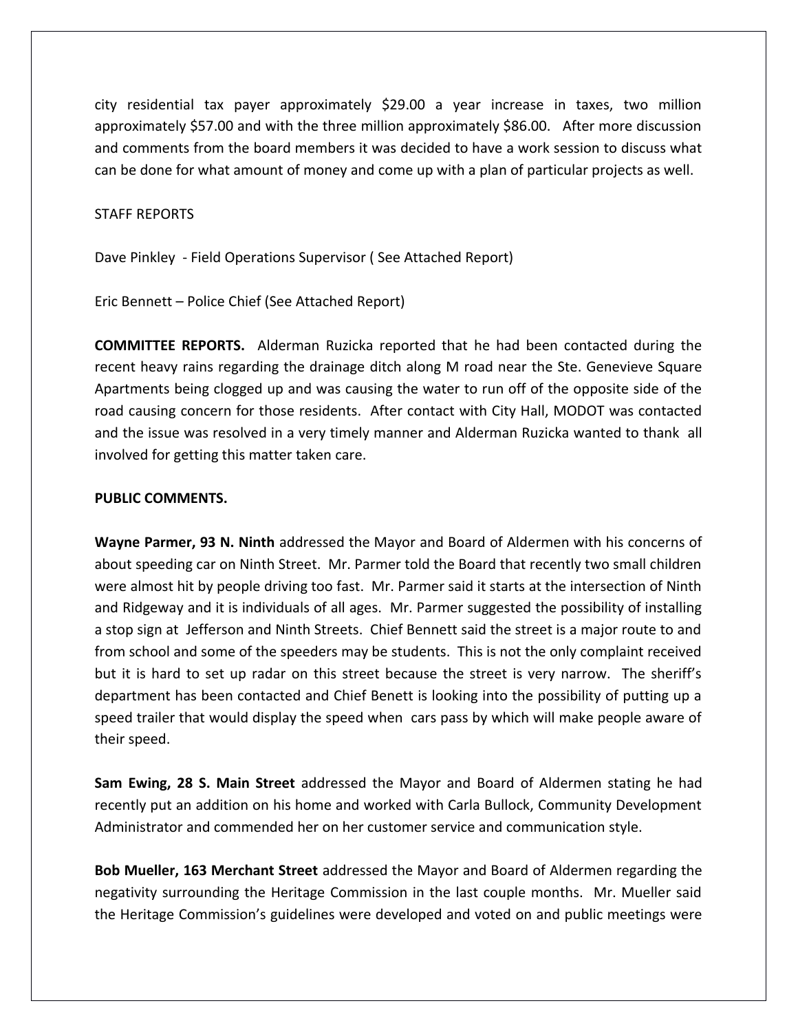city residential tax payer approximately $29.00 a year increase in taxes, two million approximately $57.00 and with the three million approximately $86.00. After more discussion and comments from the board members it was decided to have a work session to discuss what can be done for what amount of money and come up with a plan of particular projects as well.

STAFF REPORTS

Dave Pinkley - Field Operations Supervisor ( See Attached Report)

Eric Bennett – Police Chief (See Attached Report)

**COMMITTEE REPORTS.** Alderman Ruzicka reported that he had been contacted during the recent heavy rains regarding the drainage ditch along M road near the Ste. Genevieve Square Apartments being clogged up and was causing the water to run off of the opposite side of the road causing concern for those residents. After contact with City Hall, MODOT was contacted and the issue was resolved in a very timely manner and Alderman Ruzicka wanted to thank all involved for getting this matter taken care.

**PUBLIC COMMENTS.**

**Wayne Parmer, 93 N. Ninth** addressed the Mayor and Board of Aldermen with his concerns of about speeding car on Ninth Street. Mr. Parmer told the Board that recently two small children were almost hit by people driving too fast. Mr. Parmer said it starts at the intersection of Ninth and Ridgeway and it is individuals of all ages. Mr. Parmer suggested the possibility of installing a stop sign at Jefferson and Ninth Streets. Chief Bennett said the street is a major route to and from school and some of the speeders may be students. This is not the only complaint received but it is hard to set up radar on this street because the street is very narrow. The sheriff's department has been contacted and Chief Benett is looking into the possibility of putting up a speed trailer that would display the speed when cars pass by which will make people aware of their speed.

**Sam Ewing, 28 S. Main Street** addressed the Mayor and Board of Aldermen stating he had recently put an addition on his home and worked with Carla Bullock, Community Development Administrator and commended her on her customer service and communication style.

**Bob Mueller, 163 Merchant Street** addressed the Mayor and Board of Aldermen regarding the negativity surrounding the Heritage Commission in the last couple months. Mr. Mueller said the Heritage Commission's guidelines were developed and voted on and public meetings were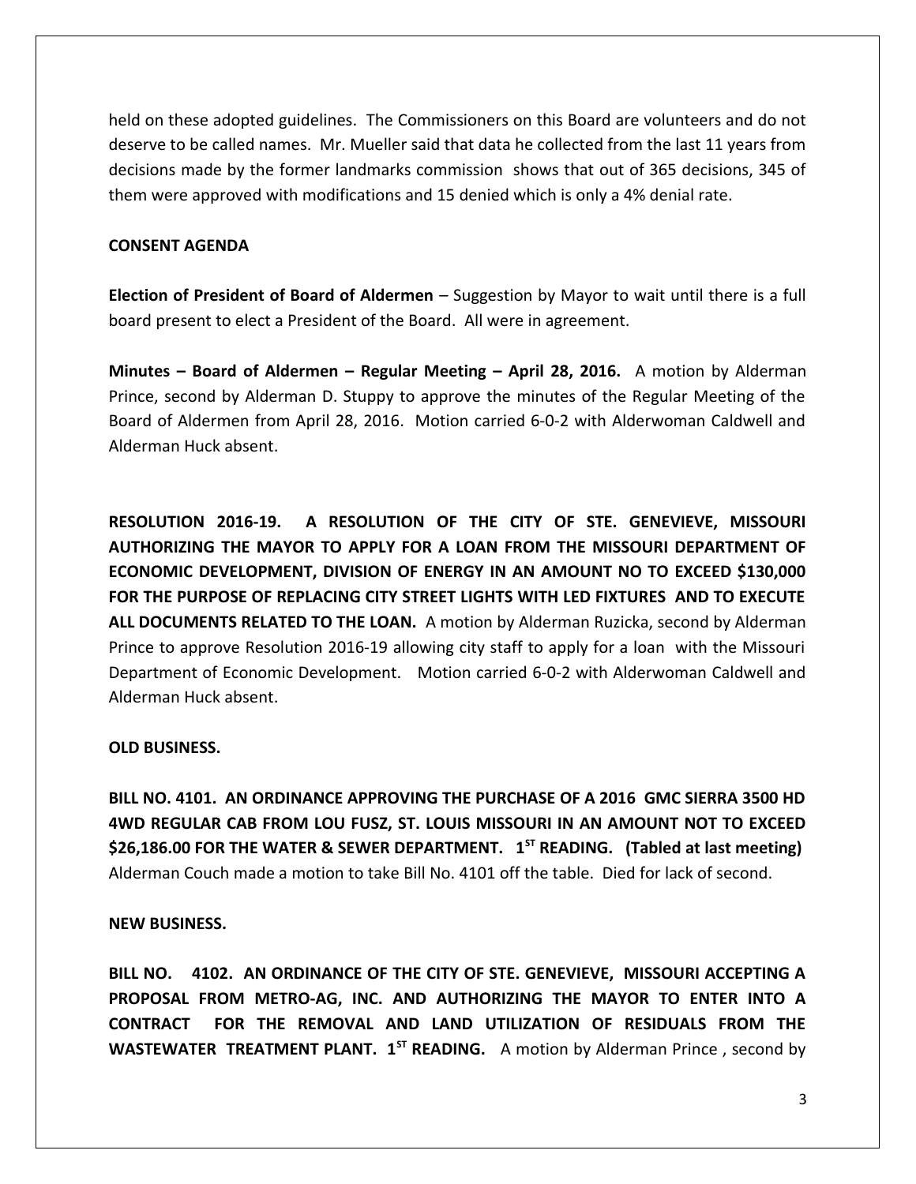held on these adopted guidelines. The Commissioners on this Board are volunteers and do not deserve to be called names. Mr. Mueller said that data he collected from the last 11 years from decisions made by the former landmarks commission shows that out of 365 decisions, 345 of them were approved with modifications and 15 denied which is only a 4% denial rate.

**CONSENT AGENDA**

**Election of President of Board of Aldermen** – Suggestion by Mayor to wait until there is a full board present to elect a President of the Board. All were in agreement.

**Minutes – Board of Aldermen – Regular Meeting – April 28, 2016.** A motion by Alderman Prince, second by Alderman D. Stuppy to approve the minutes of the Regular Meeting of the Board of Aldermen from April 28, 2016. Motion carried 6-0-2 with Alderwoman Caldwell and Alderman Huck absent.

**RESOLUTION 2016-19. A RESOLUTION OF THE CITY OF STE. GENEVIEVE, MISSOURI AUTHORIZING THE MAYOR TO APPLY FOR A LOAN FROM THE MISSOURI DEPARTMENT OF ECONOMIC DEVELOPMENT, DIVISION OF ENERGY IN AN AMOUNT NO TO EXCEED $130,000 FOR THE PURPOSE OF REPLACING CITY STREET LIGHTS WITH LED FIXTURES AND TO EXECUTE ALL DOCUMENTS RELATED TO THE LOAN.** A motion by Alderman Ruzicka, second by Alderman Prince to approve Resolution 2016-19 allowing city staff to apply for a loan with the Missouri Department of Economic Development. Motion carried 6-0-2 with Alderwoman Caldwell and Alderman Huck absent.

**OLD BUSINESS.**

**BILL NO. 4101. AN ORDINANCE APPROVING THE PURCHASE OF A 2016 GMC SIERRA 3500 HD 4WD REGULAR CAB FROM LOU FUSZ, ST. LOUIS MISSOURI IN AN AMOUNT NOT TO EXCEED $26,186.00 FOR THE WATER & SEWER DEPARTMENT. 1ST READING. (Tabled at last meeting)** Alderman Couch made a motion to take Bill No. 4101 off the table. Died for lack of second.

**NEW BUSINESS.**

**BILL NO. 4102. AN ORDINANCE OF THE CITY OF STE. GENEVIEVE, MISSOURI ACCEPTING A PROPOSAL FROM METRO-AG, INC. AND AUTHORIZING THE MAYOR TO ENTER INTO A CONTRACT FOR THE REMOVAL AND LAND UTILIZATION OF RESIDUALS FROM THE WASTEWATER TREATMENT PLANT. 1ST READING.** A motion by Alderman Prince , second by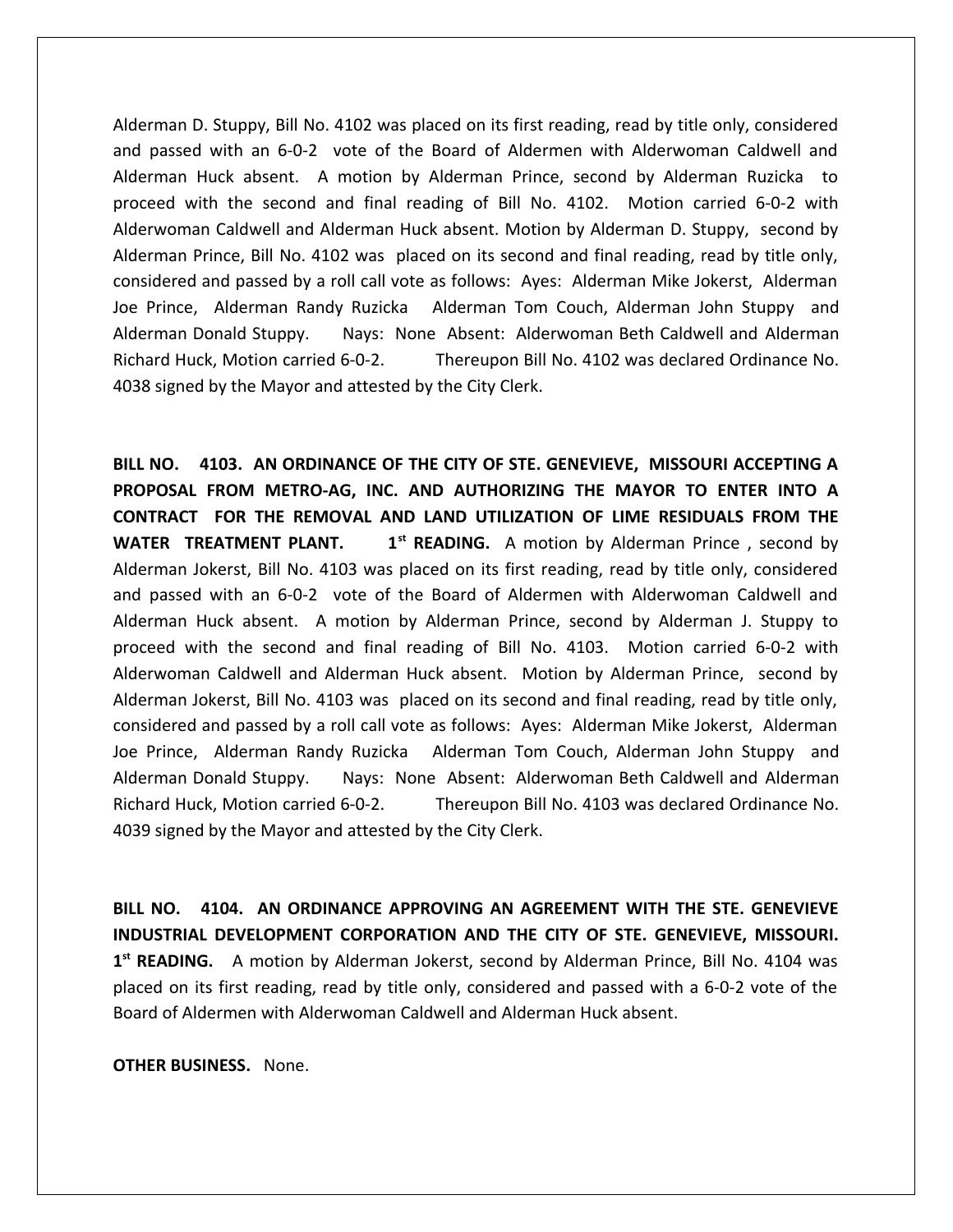Alderman D. Stuppy, Bill No. 4102 was placed on its first reading, read by title only, considered and passed with an 6-0-2 vote of the Board of Aldermen with Alderwoman Caldwell and Alderman Huck absent. A motion by Alderman Prince, second by Alderman Ruzicka to proceed with the second and final reading of Bill No. 4102. Motion carried 6-0-2 with Alderwoman Caldwell and Alderman Huck absent. Motion by Alderman D. Stuppy, second by Alderman Prince, Bill No. 4102 was placed on its second and final reading, read by title only, considered and passed by a roll call vote as follows: Ayes: Alderman Mike Jokerst, Alderman Joe Prince, Alderman Randy Ruzicka Alderman Tom Couch, Alderman John Stuppy and Alderman Donald Stuppy. Nays: None Absent: Alderwoman Beth Caldwell and Alderman Richard Huck, Motion carried 6-0-2. Thereupon Bill No. 4102 was declared Ordinance No. 4038 signed by the Mayor and attested by the City Clerk.

**BILL NO. 4103. AN ORDINANCE OF THE CITY OF STE. GENEVIEVE, MISSOURI ACCEPTING A PROPOSAL FROM METRO-AG, INC. AND AUTHORIZING THE MAYOR TO ENTER INTO A CONTRACT FOR THE REMOVAL AND LAND UTILIZATION OF LIME RESIDUALS FROM THE WATER TREATMENT PLANT. 1st READING.** A motion by Alderman Prince , second by Alderman Jokerst, Bill No. 4103 was placed on its first reading, read by title only, considered and passed with an 6-0-2 vote of the Board of Aldermen with Alderwoman Caldwell and Alderman Huck absent. A motion by Alderman Prince, second by Alderman J. Stuppy to proceed with the second and final reading of Bill No. 4103. Motion carried 6-0-2 with Alderwoman Caldwell and Alderman Huck absent. Motion by Alderman Prince, second by Alderman Jokerst, Bill No. 4103 was placed on its second and final reading, read by title only, considered and passed by a roll call vote as follows: Ayes: Alderman Mike Jokerst, Alderman Joe Prince, Alderman Randy Ruzicka Alderman Tom Couch, Alderman John Stuppy and Alderman Donald Stuppy. Nays: None Absent: Alderwoman Beth Caldwell and Alderman Richard Huck, Motion carried 6-0-2. Thereupon Bill No. 4103 was declared Ordinance No. 4039 signed by the Mayor and attested by the City Clerk.

**BILL NO. 4104. AN ORDINANCE APPROVING AN AGREEMENT WITH THE STE. GENEVIEVE INDUSTRIAL DEVELOPMENT CORPORATION AND THE CITY OF STE. GENEVIEVE, MISSOURI. 1st READING.** A motion by Alderman Jokerst, second by Alderman Prince, Bill No. 4104 was placed on its first reading, read by title only, considered and passed with a 6-0-2 vote of the Board of Aldermen with Alderwoman Caldwell and Alderman Huck absent.

**OTHER BUSINESS.** None.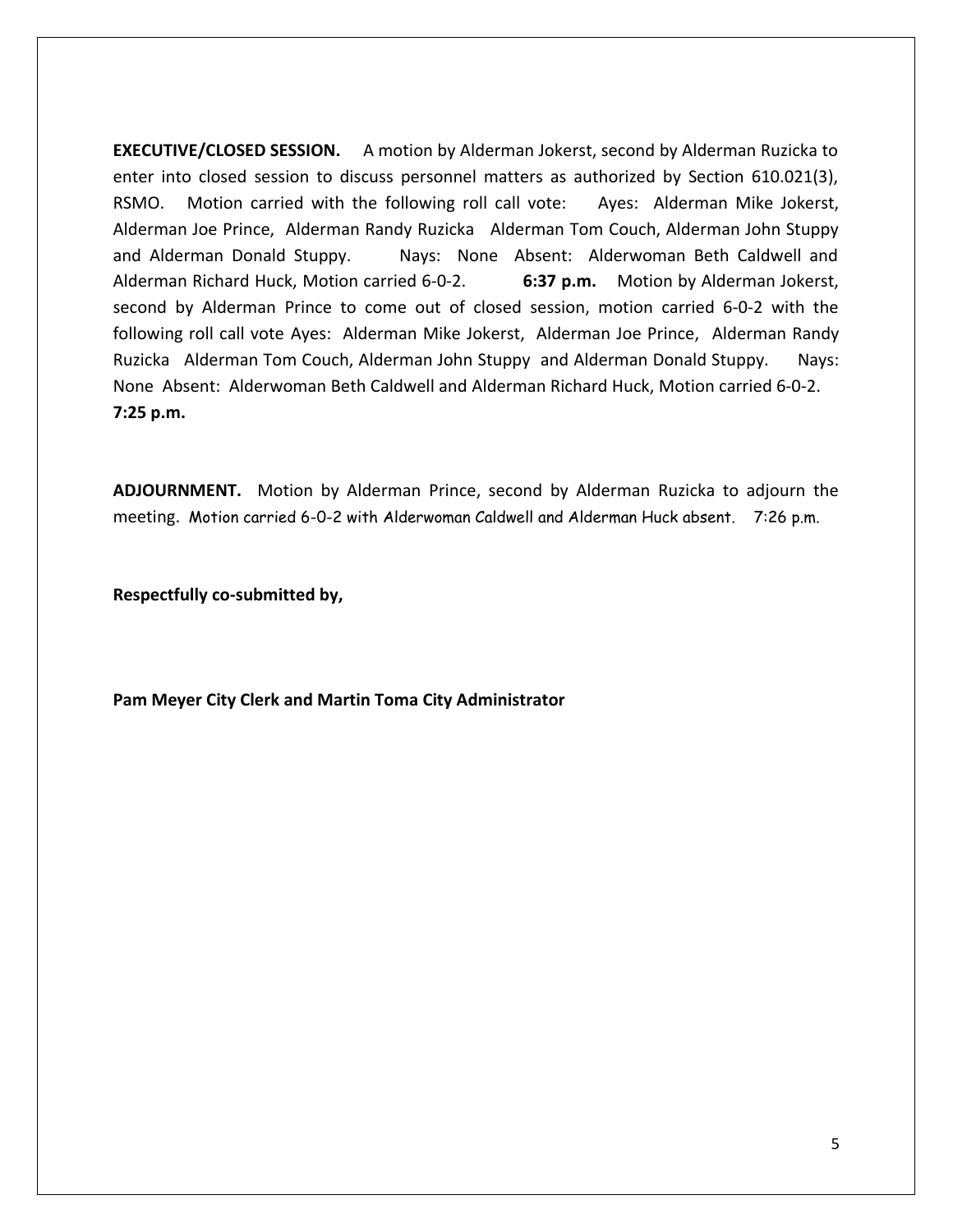**EXECUTIVE/CLOSED SESSION.** A motion by Alderman Jokerst, second by Alderman Ruzicka to enter into closed session to discuss personnel matters as authorized by Section 610.021(3), RSMO. Motion carried with the following roll call vote: Ayes: Alderman Mike Jokerst, Alderman Joe Prince, Alderman Randy Ruzicka Alderman Tom Couch, Alderman John Stuppy and Alderman Donald Stuppy. Nays: None Absent: Alderwoman Beth Caldwell and Alderman Richard Huck, Motion carried 6-0-2. **6:37 p.m.** Motion by Alderman Jokerst, second by Alderman Prince to come out of closed session, motion carried 6-0-2 with the following roll call vote Ayes: Alderman Mike Jokerst, Alderman Joe Prince, Alderman Randy Ruzicka Alderman Tom Couch, Alderman John Stuppy and Alderman Donald Stuppy. Nays: None Absent: Alderwoman Beth Caldwell and Alderman Richard Huck, Motion carried 6-0-2.
**7:25 p.m.**

**ADJOURNMENT.** Motion by Alderman Prince, second by Alderman Ruzicka to adjourn the meeting. Motion carried 6-0-2 with Alderwoman Caldwell and Alderman Huck absent. 7:26 p.m.

**Respectfully co-submitted by,**

**Pam Meyer City Clerk and Martin Toma City Administrator**